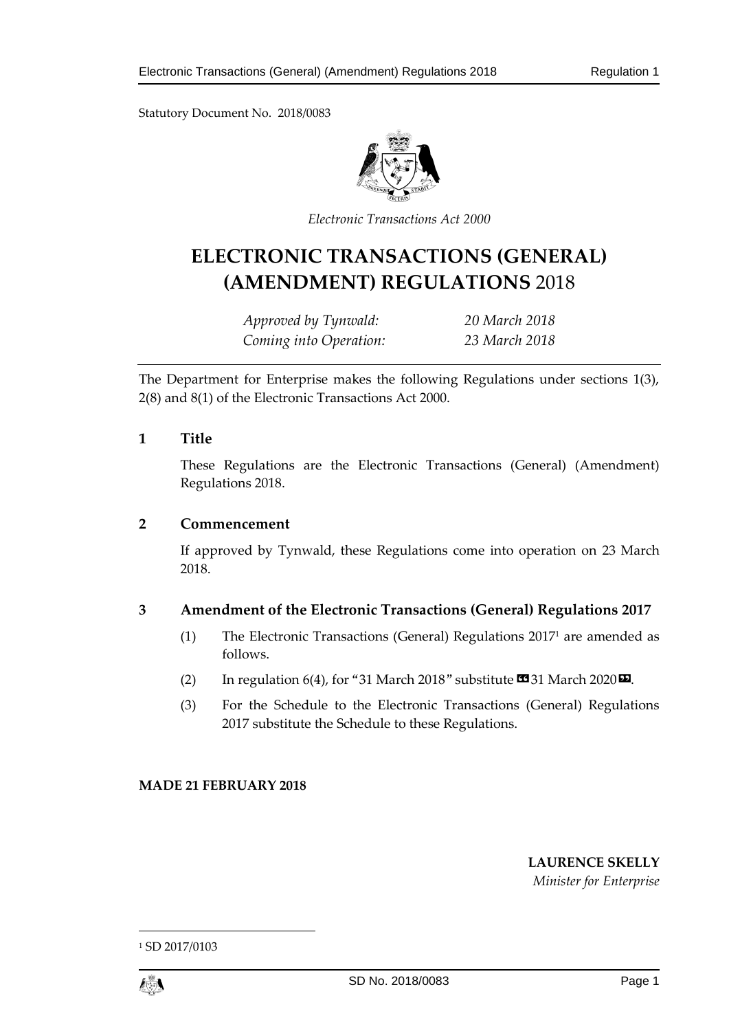Statutory Document No. 2018/0083

*Electronic Transactions Act 2000*

# ELECTRONIC TRANSACTIONS (GENERAL) (AMENDMENT) REGULATIONS 2018

*Approved by Tynwald: 20 March 2018*
*Coming into Operation: 23 March 2018*

The Department for Enterprise makes the following Regulations under sections 1(3), 2(8) and 8(1) of the Electronic Transactions Act 2000.

## 1 Title

These Regulations are the Electronic Transactions (General) (Amendment) Regulations 2018.

## 2 Commencement

If approved by Tynwald, these Regulations come into operation on 23 March 2018.

## 3 Amendment of the Electronic Transactions (General) Regulations 2017

(1) The Electronic Transactions (General) Regulations 2017[1] are amended as follows.

(2) In regulation 6(4), for "31 March 2018" substitute «31 March 2020».

(3) For the Schedule to the Electronic Transactions (General) Regulations 2017 substitute the Schedule to these Regulations.

**MADE 21 FEBRUARY 2018**

**LAURENCE SKELLY**
*Minister for Enterprise*

[1] SD 2017/0103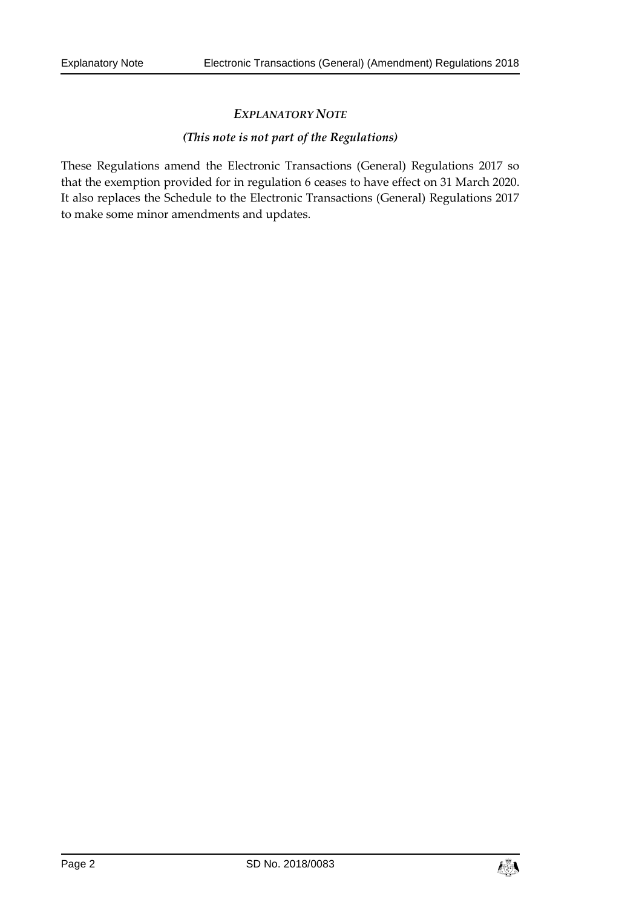## *EXPLANATORY NOTE*

***(This note is not part of the Regulations)***

These Regulations amend the Electronic Transactions (General) Regulations 2017 so that the exemption provided for in regulation 6 ceases to have effect on 31 March 2020. It also replaces the Schedule to the Electronic Transactions (General) Regulations 2017 to make some minor amendments and updates.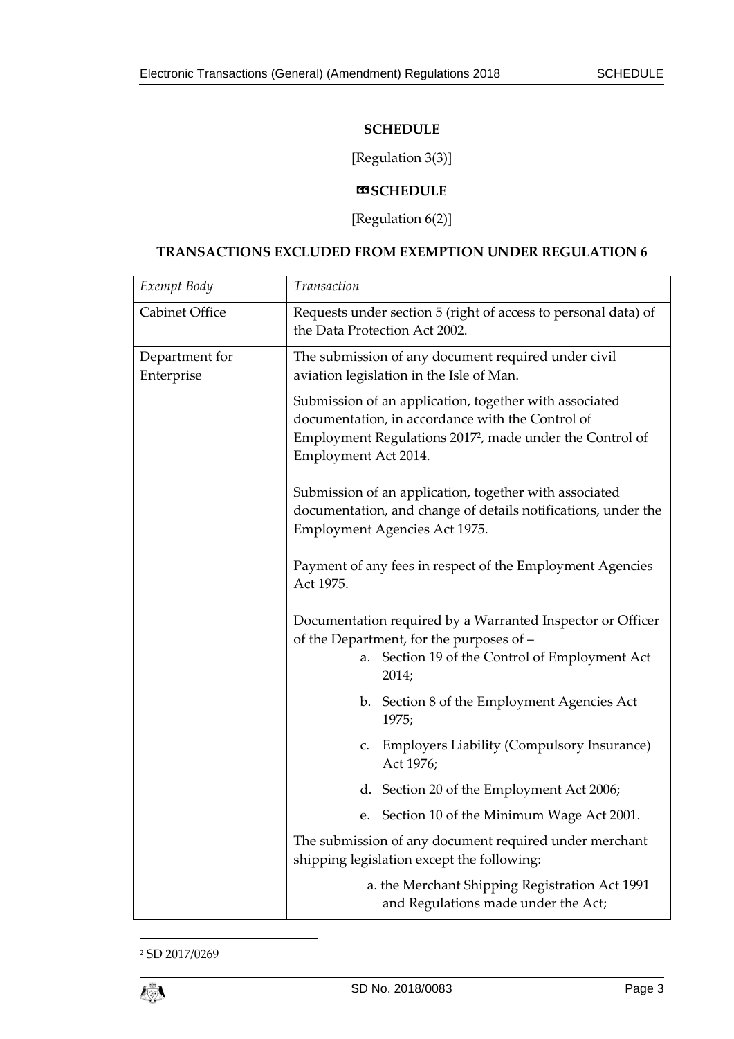**SCHEDULE**

[Regulation 3(3)]

**«SCHEDULE**

[Regulation 6(2)]

**TRANSACTIONS EXCLUDED FROM EXEMPTION UNDER REGULATION 6**

| *Exempt Body* | *Transaction* |
|---|---|
| Cabinet Office | Requests under section 5 (right of access to personal data) of the Data Protection Act 2002. |
| Department for Enterprise | The submission of any document required under civil aviation legislation in the Isle of Man.<br><br>Submission of an application, together with associated documentation, in accordance with the Control of Employment Regulations 2017[2], made under the Control of Employment Act 2014.<br><br>Submission of an application, together with associated documentation, and change of details notifications, under the Employment Agencies Act 1975.<br><br>Payment of any fees in respect of the Employment Agencies Act 1975.<br><br>Documentation required by a Warranted Inspector or Officer of the Department, for the purposes of –<br>a. Section 19 of the Control of Employment Act 2014;<br>b. Section 8 of the Employment Agencies Act 1975;<br>c. Employers Liability (Compulsory Insurance) Act 1976;<br>d. Section 20 of the Employment Act 2006;<br>e. Section 10 of the Minimum Wage Act 2001.<br><br>The submission of any document required under merchant shipping legislation except the following:<br>a. the Merchant Shipping Registration Act 1991 and Regulations made under the Act; |

[2] SD 2017/0269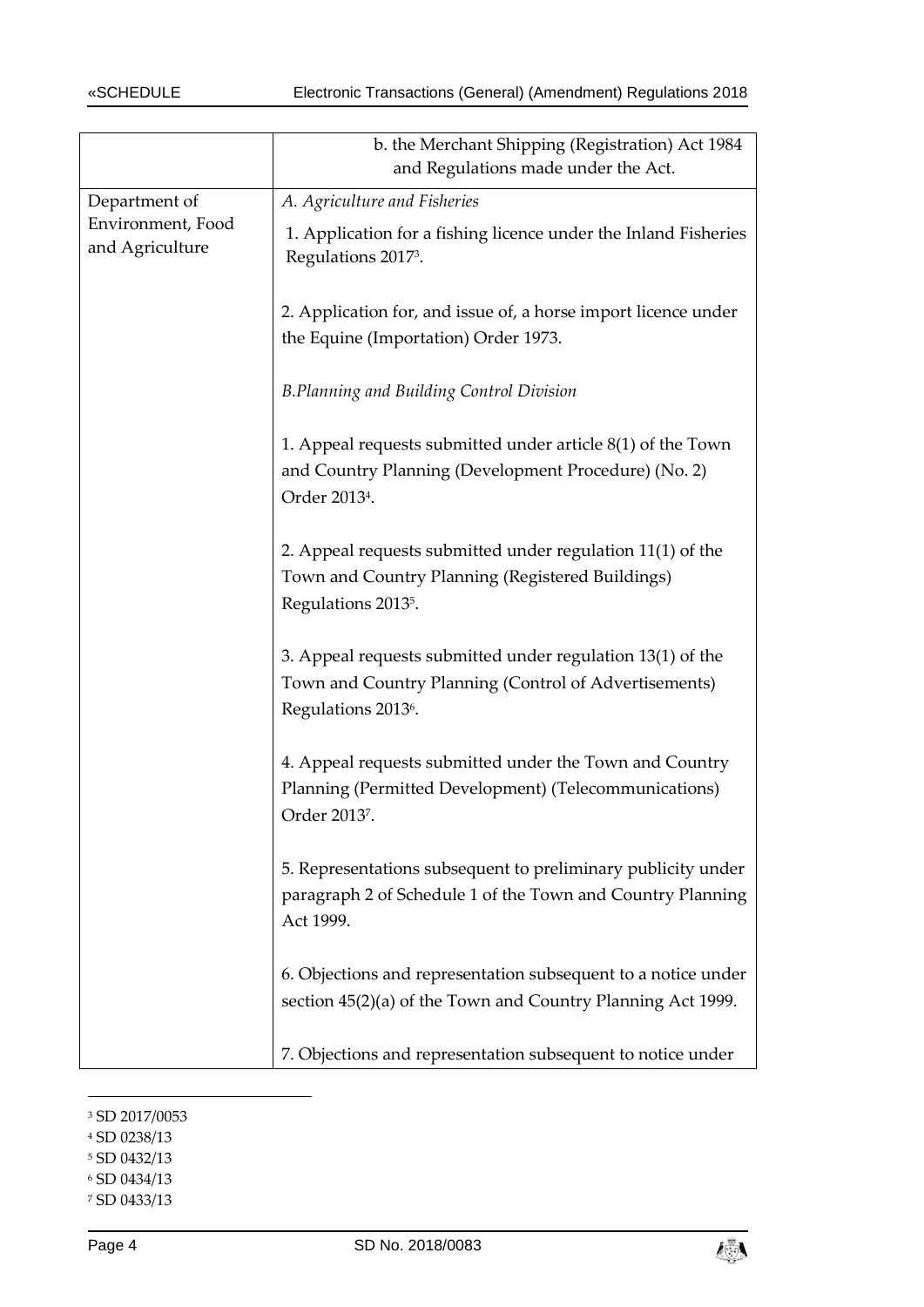| | |
|---|---|
| | b. the Merchant Shipping (Registration) Act 1984 and Regulations made under the Act. |
| Department of Environment, Food and Agriculture | *A. Agriculture and Fisheries*<br><br>1. Application for a fishing licence under the Inland Fisheries Regulations 2017[3].<br><br>2. Application for, and issue of, a horse import licence under the Equine (Importation) Order 1973.<br><br>*B.Planning and Building Control Division*<br><br>1. Appeal requests submitted under article 8(1) of the Town and Country Planning (Development Procedure) (No. 2) Order 2013[4].<br><br>2. Appeal requests submitted under regulation 11(1) of the Town and Country Planning (Registered Buildings) Regulations 2013[5].<br><br>3. Appeal requests submitted under regulation 13(1) of the Town and Country Planning (Control of Advertisements) Regulations 2013[6].<br><br>4. Appeal requests submitted under the Town and Country Planning (Permitted Development) (Telecommunications) Order 2013[7].<br><br>5. Representations subsequent to preliminary publicity under paragraph 2 of Schedule 1 of the Town and Country Planning Act 1999.<br><br>6. Objections and representation subsequent to a notice under section 45(2)(a) of the Town and Country Planning Act 1999.<br><br>7. Objections and representation subsequent to notice under |

[3] SD 2017/0053
[4] SD 0238/13
[5] SD 0432/13
[6] SD 0434/13
[7] SD 0433/13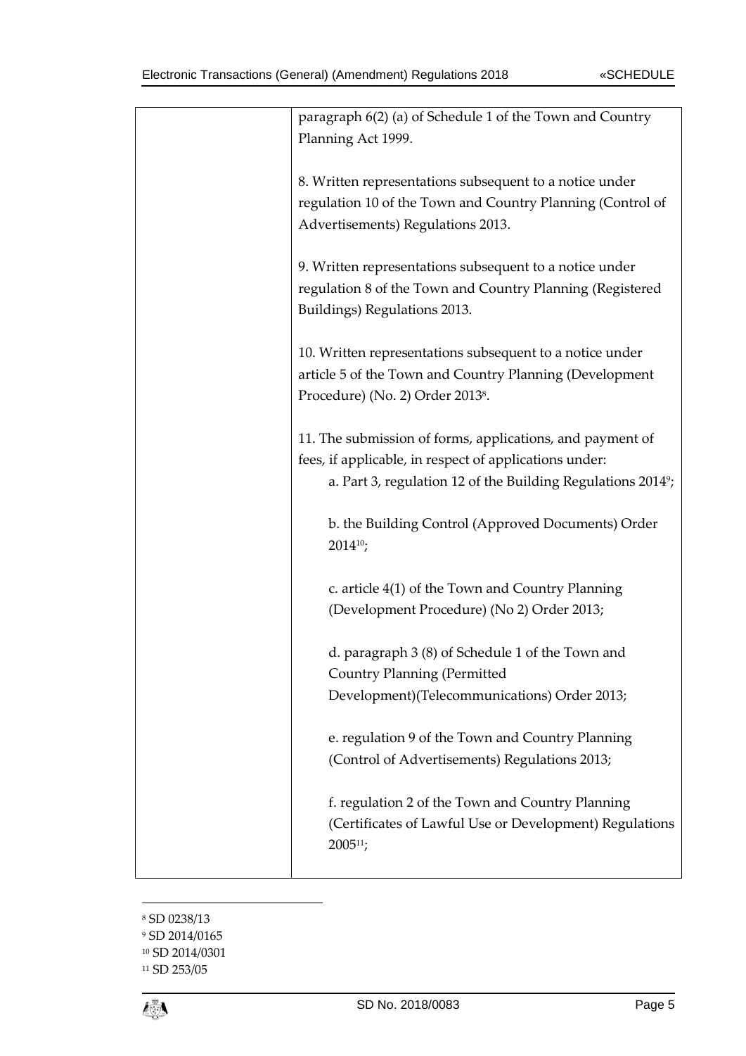| | |
|---|---|
| | paragraph 6(2) (a) of Schedule 1 of the Town and Country Planning Act 1999.<br><br>8. Written representations subsequent to a notice under regulation 10 of the Town and Country Planning (Control of Advertisements) Regulations 2013.<br><br>9. Written representations subsequent to a notice under regulation 8 of the Town and Country Planning (Registered Buildings) Regulations 2013.<br><br>10. Written representations subsequent to a notice under article 5 of the Town and Country Planning (Development Procedure) (No. 2) Order 2013[8].<br><br>11. The submission of forms, applications, and payment of fees, if applicable, in respect of applications under:<br>a. Part 3, regulation 12 of the Building Regulations 2014[9];<br><br>b. the Building Control (Approved Documents) Order 2014[10];<br><br>c. article 4(1) of the Town and Country Planning (Development Procedure) (No 2) Order 2013;<br><br>d. paragraph 3 (8) of Schedule 1 of the Town and Country Planning (Permitted Development)(Telecommunications) Order 2013;<br><br>e. regulation 9 of the Town and Country Planning (Control of Advertisements) Regulations 2013;<br><br>f. regulation 2 of the Town and Country Planning (Certificates of Lawful Use or Development) Regulations 2005[11]; |

[8] SD 0238/13
[9] SD 2014/0165
[10] SD 2014/0301
[11] SD 253/05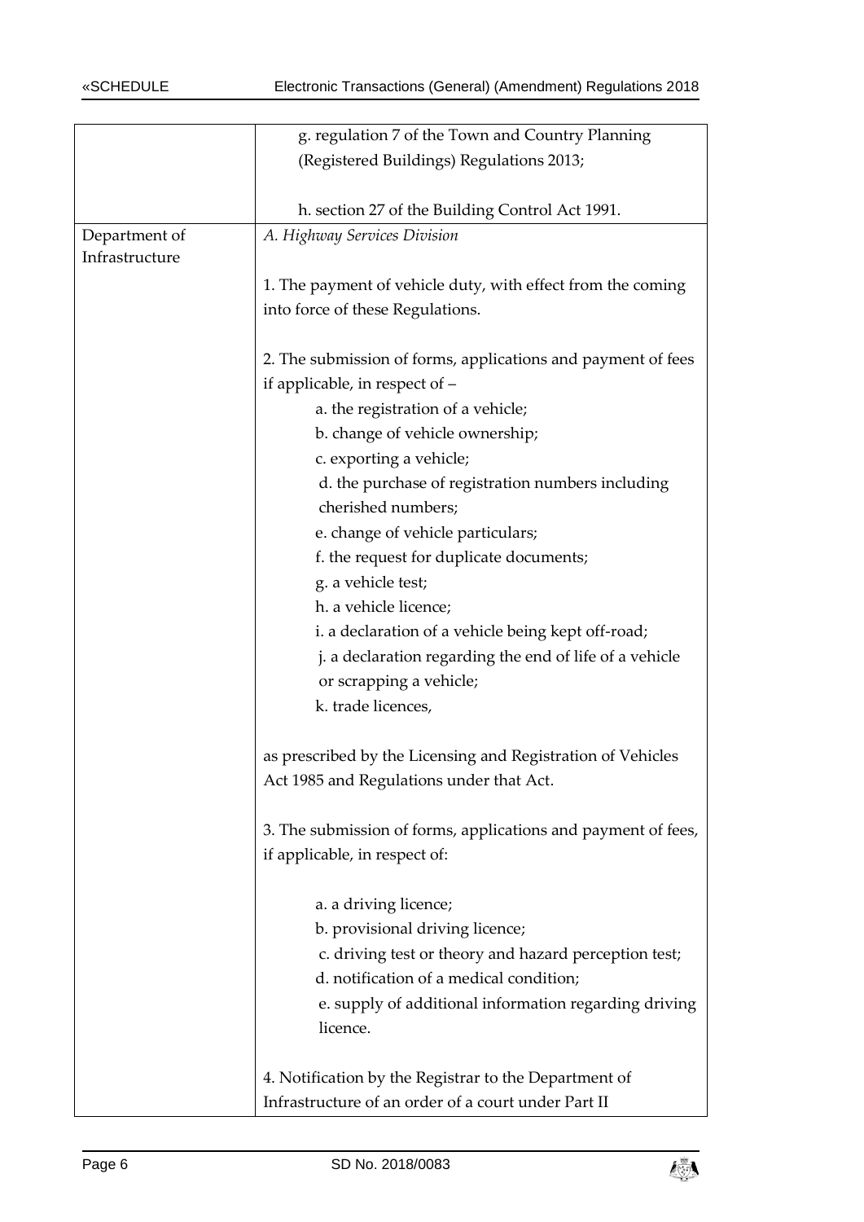| | |
|---|---|
| | g. regulation 7 of the Town and Country Planning (Registered Buildings) Regulations 2013;<br><br>h. section 27 of the Building Control Act 1991. |
| Department of Infrastructure | *A. Highway Services Division*<br><br>1. The payment of vehicle duty, with effect from the coming into force of these Regulations.<br><br>2. The submission of forms, applications and payment of fees if applicable, in respect of –<br>a. the registration of a vehicle;<br>b. change of vehicle ownership;<br>c. exporting a vehicle;<br>d. the purchase of registration numbers including cherished numbers;<br>e. change of vehicle particulars;<br>f. the request for duplicate documents;<br>g. a vehicle test;<br>h. a vehicle licence;<br>i. a declaration of a vehicle being kept off-road;<br>j. a declaration regarding the end of life of a vehicle or scrapping a vehicle;<br>k. trade licences,<br><br>as prescribed by the Licensing and Registration of Vehicles Act 1985 and Regulations under that Act.<br><br>3. The submission of forms, applications and payment of fees, if applicable, in respect of:<br><br>a. a driving licence;<br>b. provisional driving licence;<br>c. driving test or theory and hazard perception test;<br>d. notification of a medical condition;<br>e. supply of additional information regarding driving licence.<br><br>4. Notification by the Registrar to the Department of Infrastructure of an order of a court under Part II |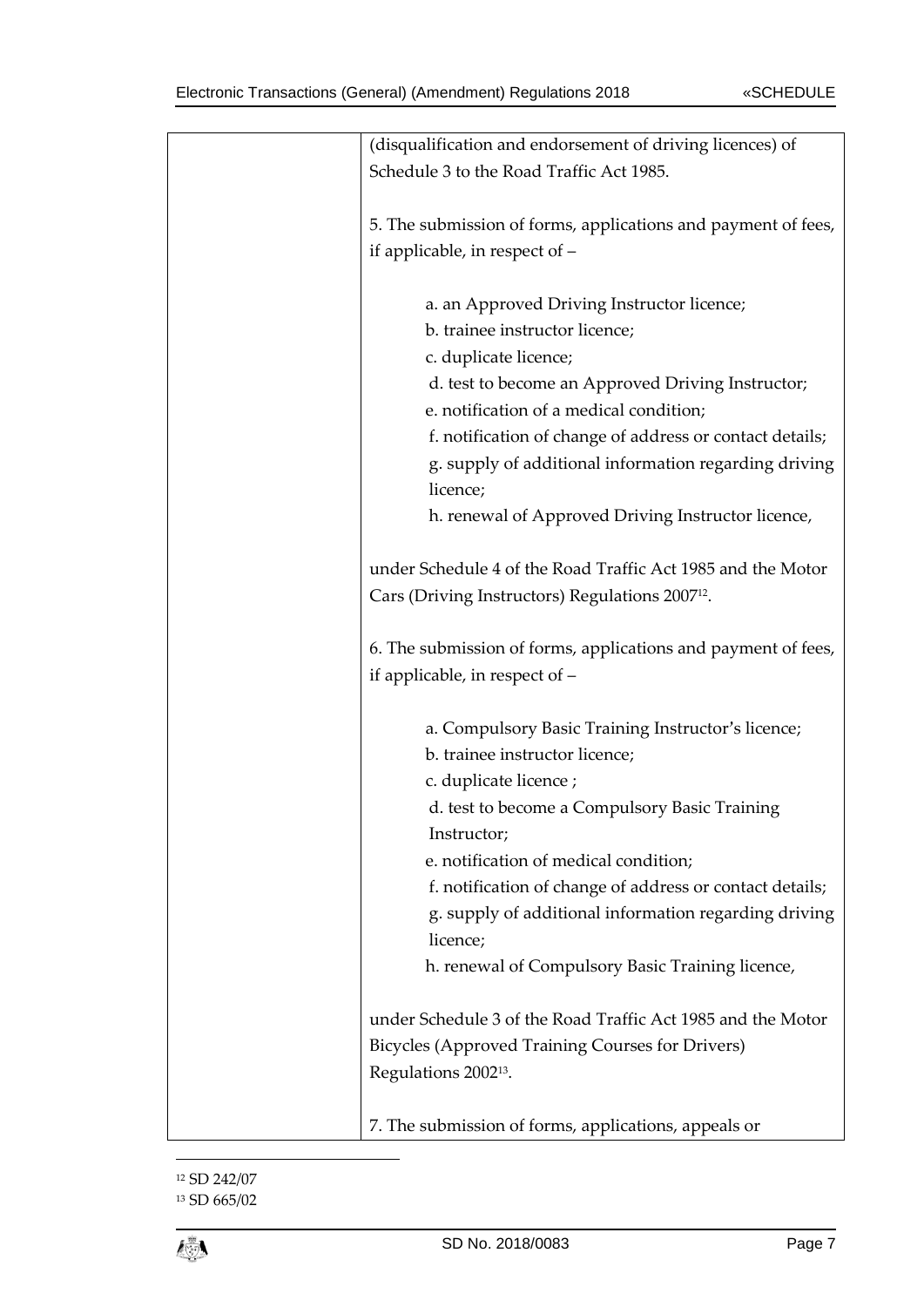| | |
|---|---|
| | (disqualification and endorsement of driving licences) of Schedule 3 to the Road Traffic Act 1985.<br><br>5. The submission of forms, applications and payment of fees, if applicable, in respect of –<br><br>a. an Approved Driving Instructor licence;<br>b. trainee instructor licence;<br>c. duplicate licence;<br>d. test to become an Approved Driving Instructor;<br>e. notification of a medical condition;<br>f. notification of change of address or contact details;<br>g. supply of additional information regarding driving licence;<br>h. renewal of Approved Driving Instructor licence,<br><br>under Schedule 4 of the Road Traffic Act 1985 and the Motor Cars (Driving Instructors) Regulations 2007[12].<br><br>6. The submission of forms, applications and payment of fees, if applicable, in respect of –<br><br>a. Compulsory Basic Training Instructor's licence;<br>b. trainee instructor licence;<br>c. duplicate licence ;<br>d. test to become a Compulsory Basic Training Instructor;<br>e. notification of medical condition;<br>f. notification of change of address or contact details;<br>g. supply of additional information regarding driving licence;<br>h. renewal of Compulsory Basic Training licence,<br><br>under Schedule 3 of the Road Traffic Act 1985 and the Motor Bicycles (Approved Training Courses for Drivers) Regulations 2002[13].<br><br>7. The submission of forms, applications, appeals or |

[12] SD 242/07

[13] SD 665/02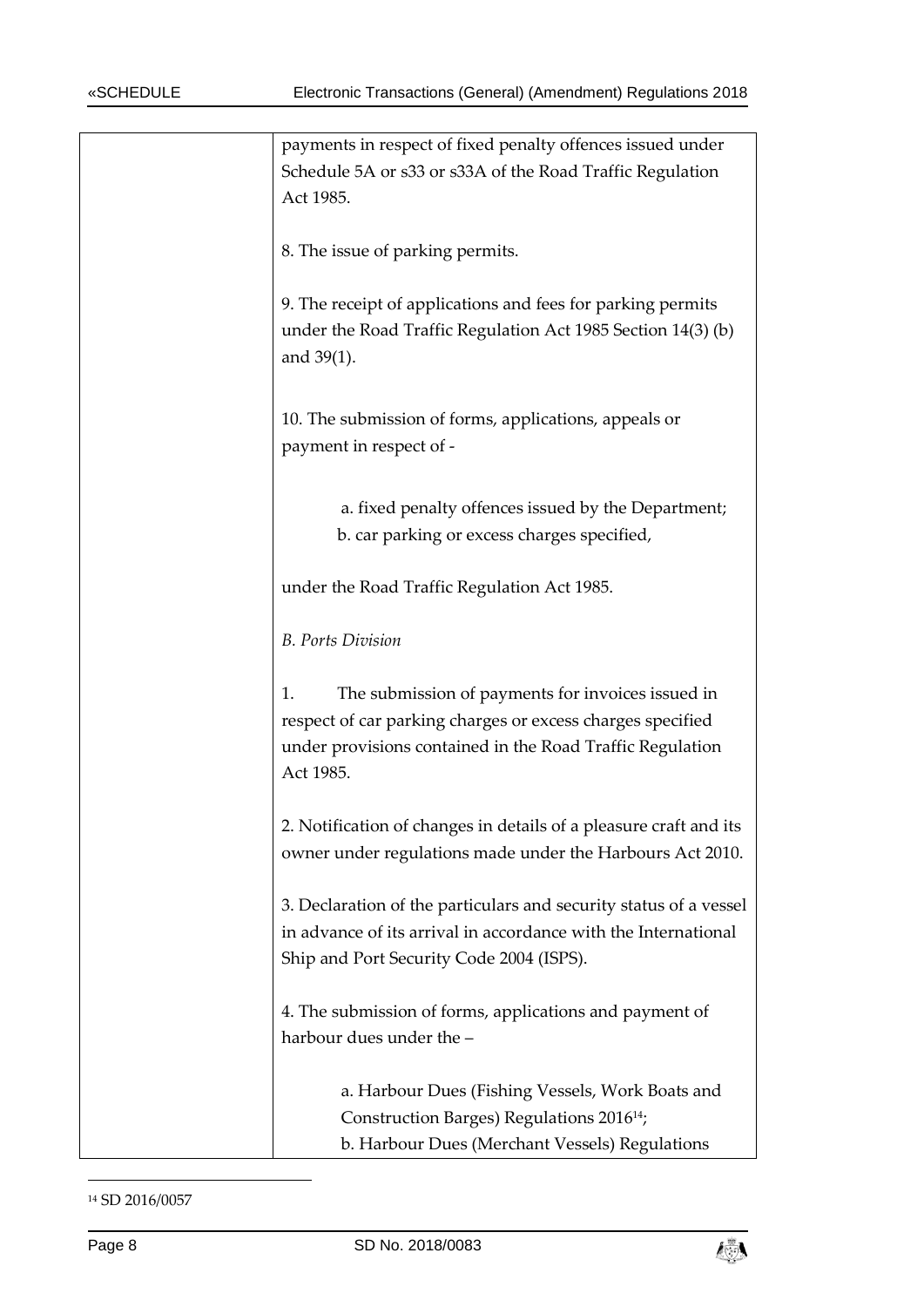| | |
|---|---|
| | payments in respect of fixed penalty offences issued under Schedule 5A or s33 or s33A of the Road Traffic Regulation Act 1985.<br><br>8. The issue of parking permits.<br><br>9. The receipt of applications and fees for parking permits under the Road Traffic Regulation Act 1985 Section 14(3) (b) and 39(1).<br><br>10. The submission of forms, applications, appeals or payment in respect of -<br><br>a. fixed penalty offences issued by the Department;<br>b. car parking or excess charges specified,<br><br>under the Road Traffic Regulation Act 1985.<br><br>*B. Ports Division*<br><br>1. The submission of payments for invoices issued in respect of car parking charges or excess charges specified under provisions contained in the Road Traffic Regulation Act 1985.<br><br>2. Notification of changes in details of a pleasure craft and its owner under regulations made under the Harbours Act 2010.<br><br>3. Declaration of the particulars and security status of a vessel in advance of its arrival in accordance with the International Ship and Port Security Code 2004 (ISPS).<br><br>4. The submission of forms, applications and payment of harbour dues under the –<br><br>a. Harbour Dues (Fishing Vessels, Work Boats and Construction Barges) Regulations 2016[14];<br>b. Harbour Dues (Merchant Vessels) Regulations |

[14] SD 2016/0057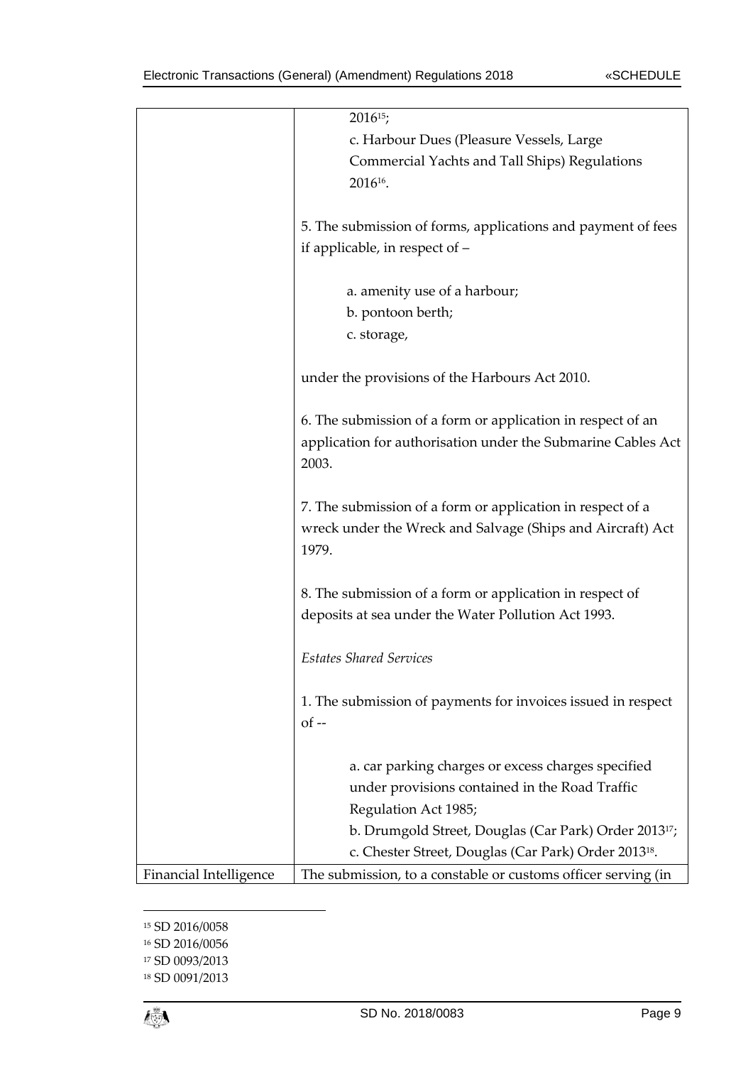| | |
|---|---|
| | 2016[15]; <br> c. Harbour Dues (Pleasure Vessels, Large Commercial Yachts and Tall Ships) Regulations 2016[16]. <br><br> 5. The submission of forms, applications and payment of fees if applicable, in respect of – <br><br> a. amenity use of a harbour; <br> b. pontoon berth; <br> c. storage, <br><br> under the provisions of the Harbours Act 2010. <br><br> 6. The submission of a form or application in respect of an application for authorisation under the Submarine Cables Act 2003. <br><br> 7. The submission of a form or application in respect of a wreck under the Wreck and Salvage (Ships and Aircraft) Act 1979. <br><br> 8. The submission of a form or application in respect of deposits at sea under the Water Pollution Act 1993. <br><br> *Estates Shared Services* <br><br> 1. The submission of payments for invoices issued in respect of -- <br><br> a. car parking charges or excess charges specified under provisions contained in the Road Traffic Regulation Act 1985; <br> b. Drumgold Street, Douglas (Car Park) Order 2013[17]; <br> c. Chester Street, Douglas (Car Park) Order 2013[18]. |
| Financial Intelligence | The submission, to a constable or customs officer serving (in |

[15] SD 2016/0058
[16] SD 2016/0056
[17] SD 0093/2013
[18] SD 0091/2013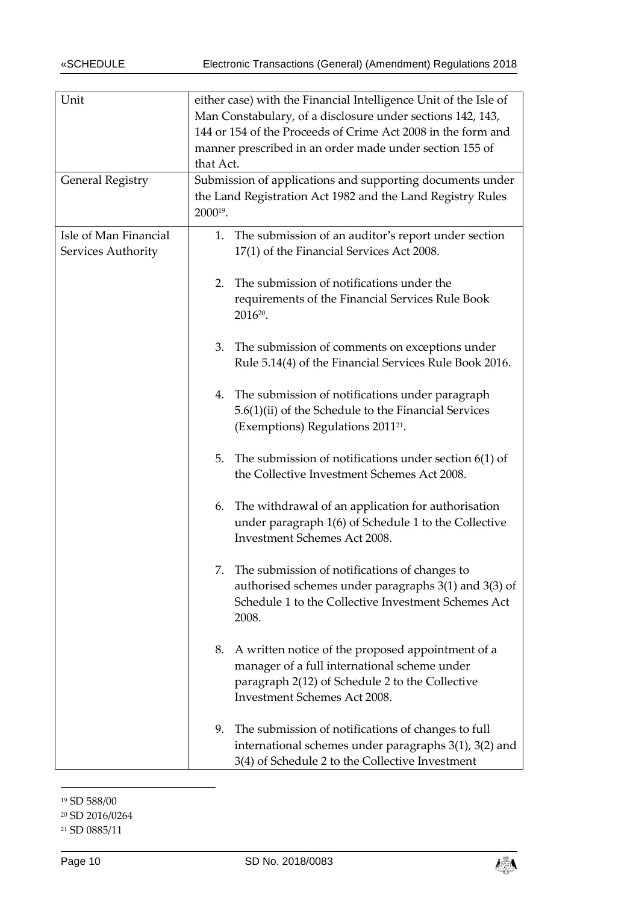| Unit | either case) with the Financial Intelligence Unit of the Isle of Man Constabulary, of a disclosure under sections 142, 143, 144 or 154 of the Proceeds of Crime Act 2008 in the form and manner prescribed in an order made under section 155 of that Act. |
|---|---|
| General Registry | Submission of applications and supporting documents under the Land Registration Act 1982 and the Land Registry Rules 2000[19]. |
| Isle of Man Financial Services Authority | 1. The submission of an auditor's report under section 17(1) of the Financial Services Act 2008.<br><br>2. The submission of notifications under the requirements of the Financial Services Rule Book 2016[20].<br><br>3. The submission of comments on exceptions under Rule 5.14(4) of the Financial Services Rule Book 2016.<br><br>4. The submission of notifications under paragraph 5.6(1)(ii) of the Schedule to the Financial Services (Exemptions) Regulations 2011[21].<br><br>5. The submission of notifications under section 6(1) of the Collective Investment Schemes Act 2008.<br><br>6. The withdrawal of an application for authorisation under paragraph 1(6) of Schedule 1 to the Collective Investment Schemes Act 2008.<br><br>7. The submission of notifications of changes to authorised schemes under paragraphs 3(1) and 3(3) of Schedule 1 to the Collective Investment Schemes Act 2008.<br><br>8. A written notice of the proposed appointment of a manager of a full international scheme under paragraph 2(12) of Schedule 2 to the Collective Investment Schemes Act 2008.<br><br>9. The submission of notifications of changes to full international schemes under paragraphs 3(1), 3(2) and 3(4) of Schedule 2 to the Collective Investment |

[19] SD 588/00

[20] SD 2016/0264

[21] SD 0885/11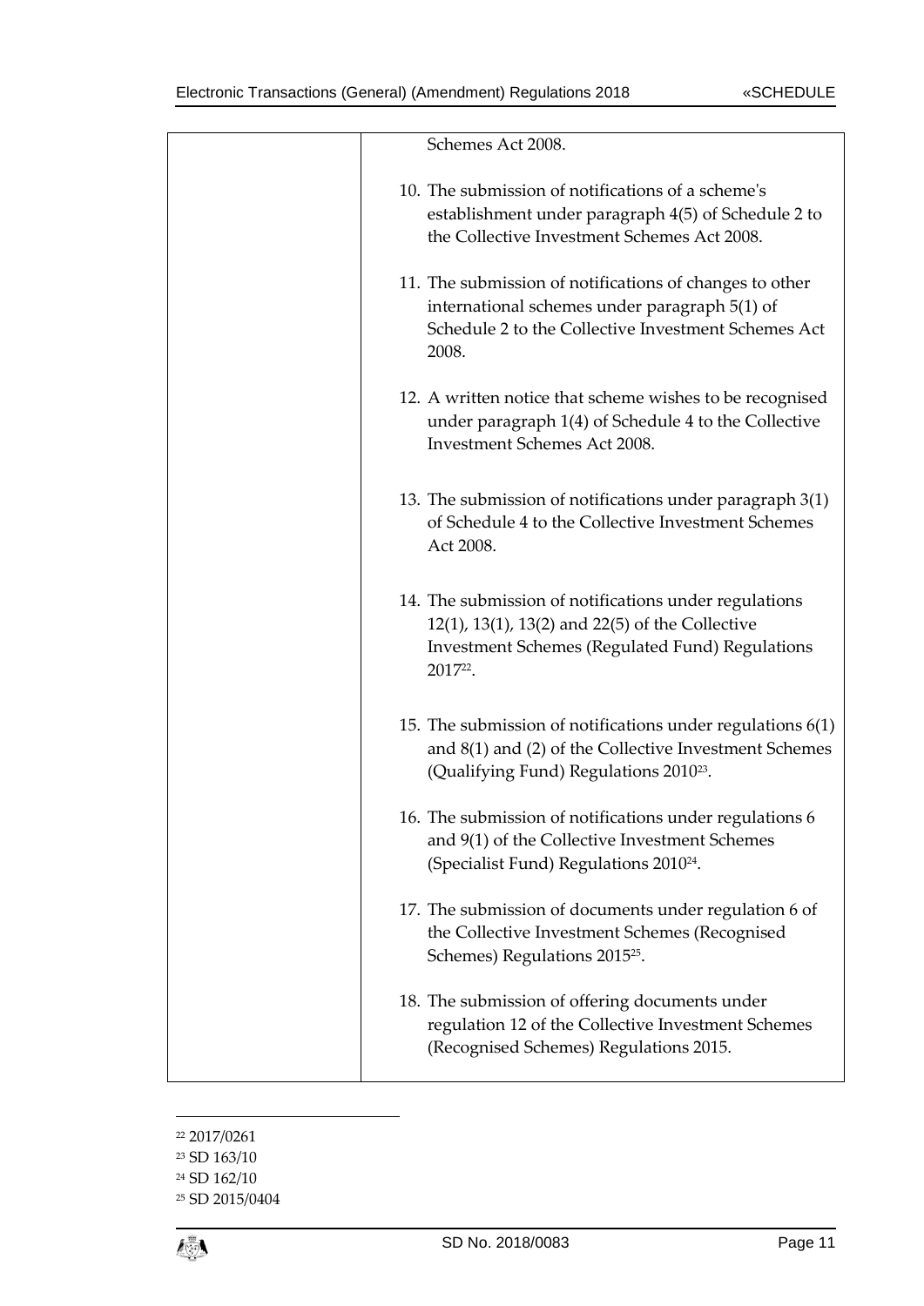| | |
|---|---|
| | Schemes Act 2008. |
| | 10. The submission of notifications of a scheme's establishment under paragraph 4(5) of Schedule 2 to the Collective Investment Schemes Act 2008. |
| | 11. The submission of notifications of changes to other international schemes under paragraph 5(1) of Schedule 2 to the Collective Investment Schemes Act 2008. |
| | 12. A written notice that scheme wishes to be recognised under paragraph 1(4) of Schedule 4 to the Collective Investment Schemes Act 2008. |
| | 13. The submission of notifications under paragraph 3(1) of Schedule 4 to the Collective Investment Schemes Act 2008. |
| | 14. The submission of notifications under regulations 12(1), 13(1), 13(2) and 22(5) of the Collective Investment Schemes (Regulated Fund) Regulations 2017[22]. |
| | 15. The submission of notifications under regulations 6(1) and 8(1) and (2) of the Collective Investment Schemes (Qualifying Fund) Regulations 2010[23]. |
| | 16. The submission of notifications under regulations 6 and 9(1) of the Collective Investment Schemes (Specialist Fund) Regulations 2010[24]. |
| | 17. The submission of documents under regulation 6 of the Collective Investment Schemes (Recognised Schemes) Regulations 2015[25]. |
| | 18. The submission of offering documents under regulation 12 of the Collective Investment Schemes (Recognised Schemes) Regulations 2015. |

[22] 2017/0261

[23] SD 163/10

[24] SD 162/10

[25] SD 2015/0404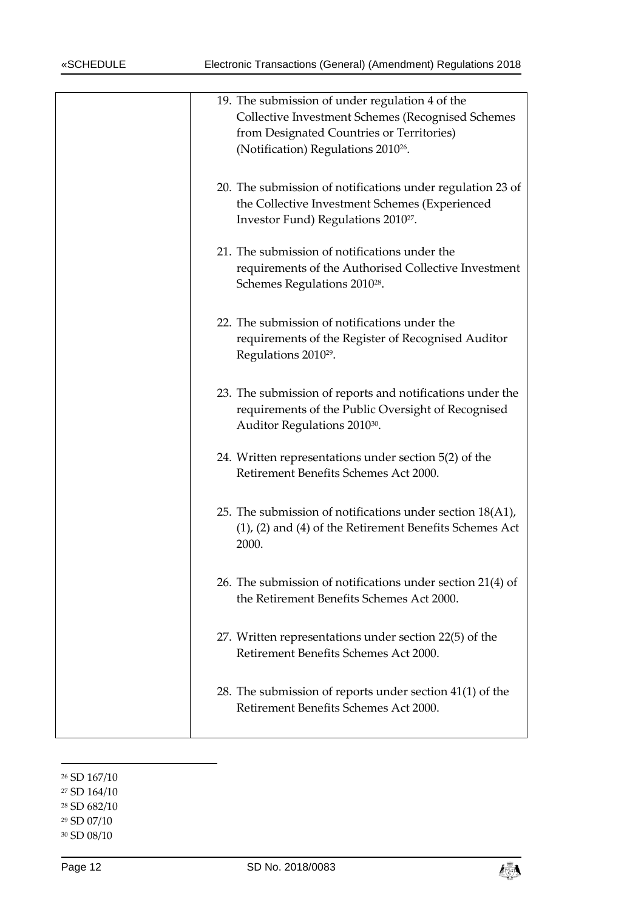|  |  |
|---|---|
|  | 19. The submission of under regulation 4 of the Collective Investment Schemes (Recognised Schemes from Designated Countries or Territories) (Notification) Regulations 2010[26]. |
|  | 20. The submission of notifications under regulation 23 of the Collective Investment Schemes (Experienced Investor Fund) Regulations 2010[27]. |
|  | 21. The submission of notifications under the requirements of the Authorised Collective Investment Schemes Regulations 2010[28]. |
|  | 22. The submission of notifications under the requirements of the Register of Recognised Auditor Regulations 2010[29]. |
|  | 23. The submission of reports and notifications under the requirements of the Public Oversight of Recognised Auditor Regulations 2010[30]. |
|  | 24. Written representations under section 5(2) of the Retirement Benefits Schemes Act 2000. |
|  | 25. The submission of notifications under section 18(A1), (1), (2) and (4) of the Retirement Benefits Schemes Act 2000. |
|  | 26. The submission of notifications under section 21(4) of the Retirement Benefits Schemes Act 2000. |
|  | 27. Written representations under section 22(5) of the Retirement Benefits Schemes Act 2000. |
|  | 28. The submission of reports under section 41(1) of the Retirement Benefits Schemes Act 2000. |

[26] SD 167/10

[27] SD 164/10

[28] SD 682/10

[29] SD 07/10

[30] SD 08/10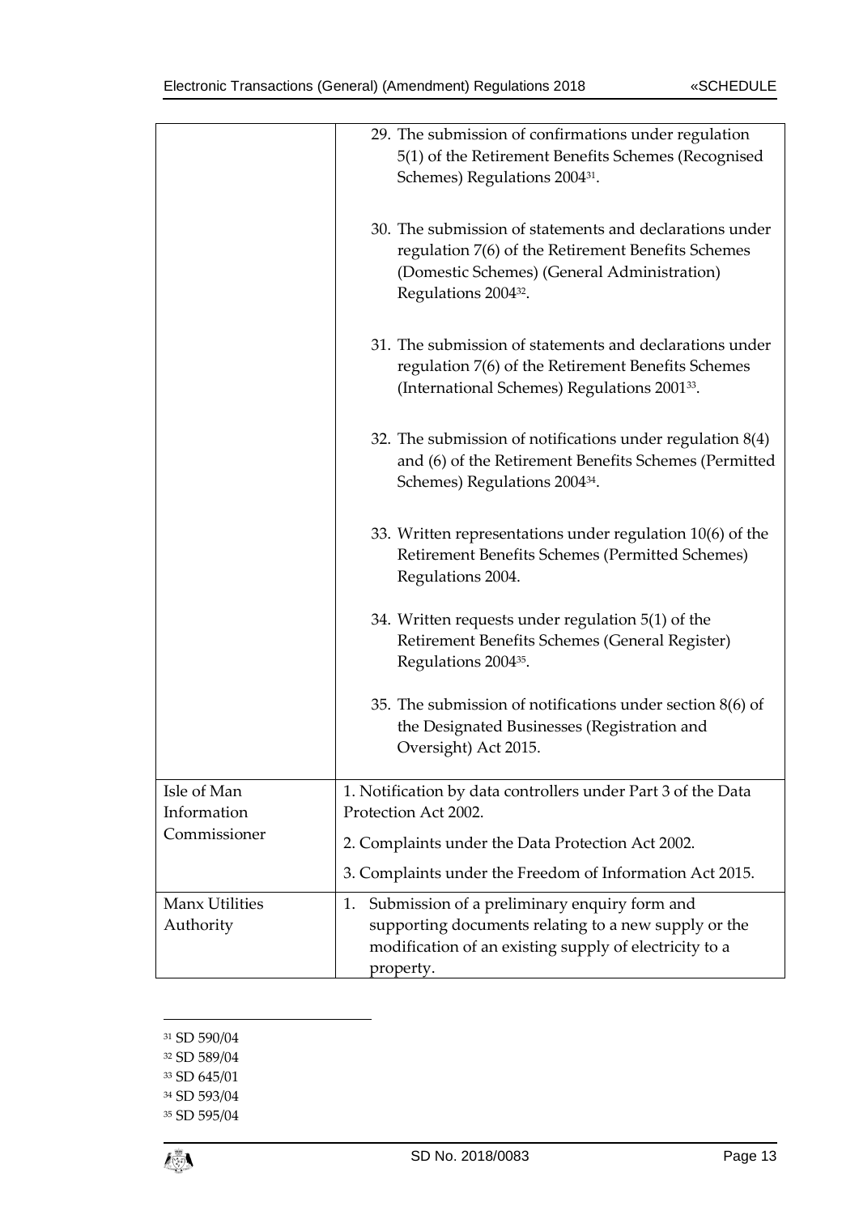| | |
|---|---|
| | 29. The submission of confirmations under regulation 5(1) of the Retirement Benefits Schemes (Recognised Schemes) Regulations 2004[31].<br><br>30. The submission of statements and declarations under regulation 7(6) of the Retirement Benefits Schemes (Domestic Schemes) (General Administration) Regulations 2004[32].<br><br>31. The submission of statements and declarations under regulation 7(6) of the Retirement Benefits Schemes (International Schemes) Regulations 2001[33].<br><br>32. The submission of notifications under regulation 8(4) and (6) of the Retirement Benefits Schemes (Permitted Schemes) Regulations 2004[34].<br><br>33. Written representations under regulation 10(6) of the Retirement Benefits Schemes (Permitted Schemes) Regulations 2004.<br><br>34. Written requests under regulation 5(1) of the Retirement Benefits Schemes (General Register) Regulations 2004[35].<br><br>35. The submission of notifications under section 8(6) of the Designated Businesses (Registration and Oversight) Act 2015. |
| Isle of Man Information Commissioner | 1. Notification by data controllers under Part 3 of the Data Protection Act 2002.<br><br>2. Complaints under the Data Protection Act 2002.<br><br>3. Complaints under the Freedom of Information Act 2015. |
| Manx Utilities Authority | 1. Submission of a preliminary enquiry form and supporting documents relating to a new supply or the modification of an existing supply of electricity to a property. |

[31] SD 590/04

[32] SD 589/04

[33] SD 645/01

[34] SD 593/04

[35] SD 595/04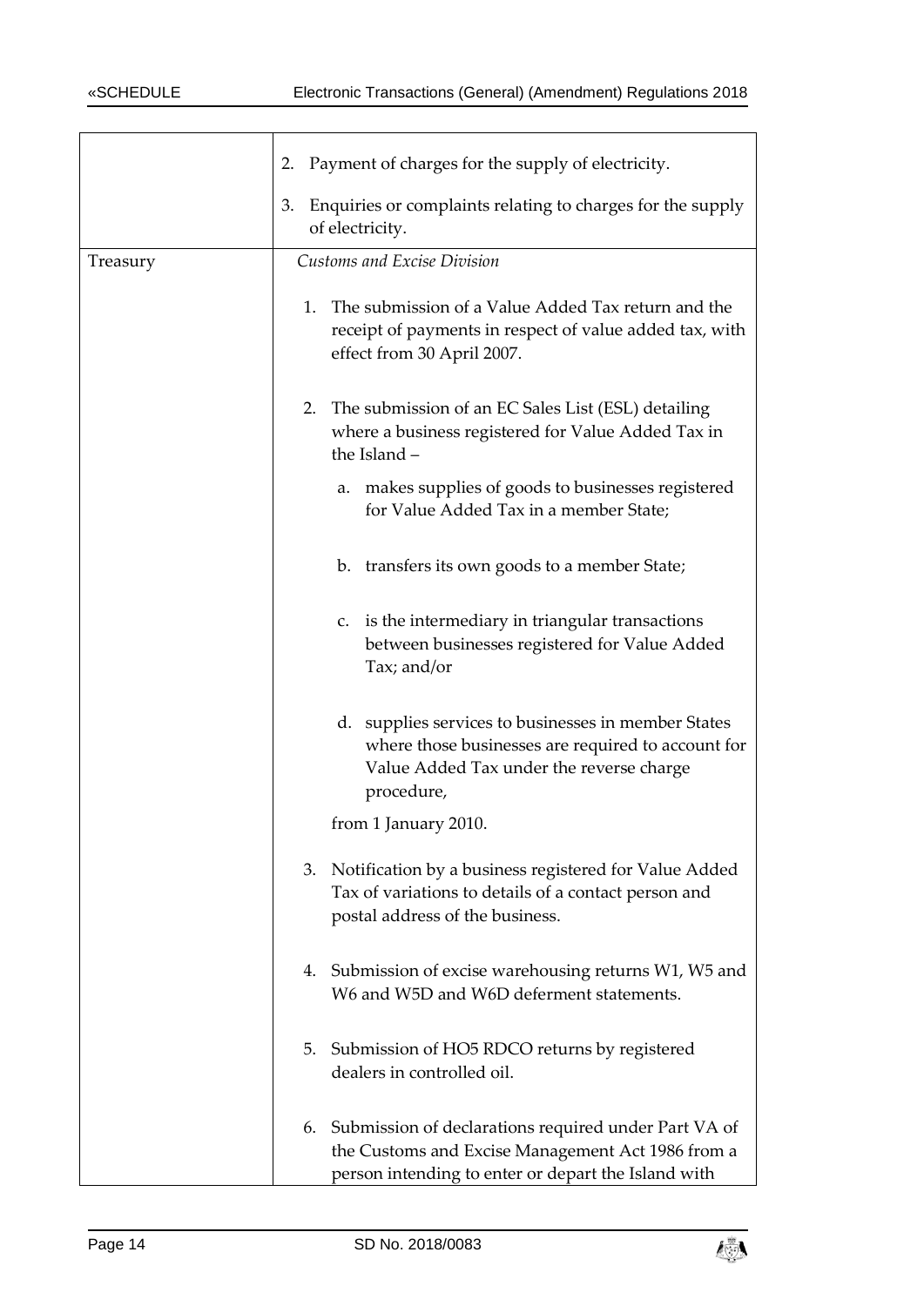| | |
|---|---|
| | 2. Payment of charges for the supply of electricity.<br><br>3. Enquiries or complaints relating to charges for the supply of electricity. |
| Treasury | *Customs and Excise Division*<br><br>1. The submission of a Value Added Tax return and the receipt of payments in respect of value added tax, with effect from 30 April 2007.<br><br>2. The submission of an EC Sales List (ESL) detailing where a business registered for Value Added Tax in the Island –<br><br>a. makes supplies of goods to businesses registered for Value Added Tax in a member State;<br><br>b. transfers its own goods to a member State;<br><br>c. is the intermediary in triangular transactions between businesses registered for Value Added Tax; and/or<br><br>d. supplies services to businesses in member States where those businesses are required to account for Value Added Tax under the reverse charge procedure,<br><br>from 1 January 2010.<br><br>3. Notification by a business registered for Value Added Tax of variations to details of a contact person and postal address of the business.<br><br>4. Submission of excise warehousing returns W1, W5 and W6 and W5D and W6D deferment statements.<br><br>5. Submission of HO5 RDCO returns by registered dealers in controlled oil.<br><br>6. Submission of declarations required under Part VA of the Customs and Excise Management Act 1986 from a person intending to enter or depart the Island with |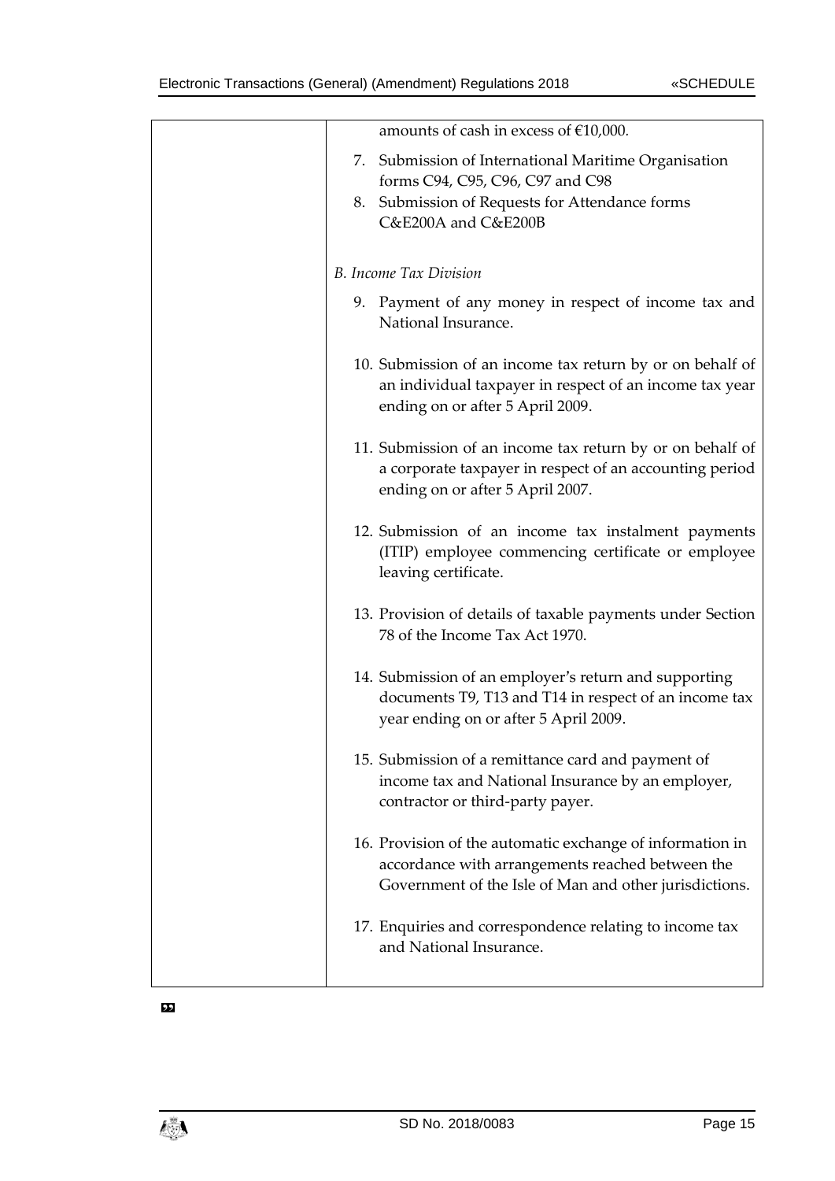| | |
|---|---|
| | amounts of cash in excess of €10,000.<br><br>7. Submission of International Maritime Organisation forms C94, C95, C96, C97 and C98<br>8. Submission of Requests for Attendance forms C&E200A and C&E200B<br><br>*B. Income Tax Division*<br><br>9. Payment of any money in respect of income tax and National Insurance.<br><br>10. Submission of an income tax return by or on behalf of an individual taxpayer in respect of an income tax year ending on or after 5 April 2009.<br><br>11. Submission of an income tax return by or on behalf of a corporate taxpayer in respect of an accounting period ending on or after 5 April 2007.<br><br>12. Submission of an income tax instalment payments (ITIP) employee commencing certificate or employee leaving certificate.<br><br>13. Provision of details of taxable payments under Section 78 of the Income Tax Act 1970.<br><br>14. Submission of an employer's return and supporting documents T9, T13 and T14 in respect of an income tax year ending on or after 5 April 2009.<br><br>15. Submission of a remittance card and payment of income tax and National Insurance by an employer, contractor or third-party payer.<br><br>16. Provision of the automatic exchange of information in accordance with arrangements reached between the Government of the Isle of Man and other jurisdictions.<br><br>17. Enquiries and correspondence relating to income tax and National Insurance. |

»